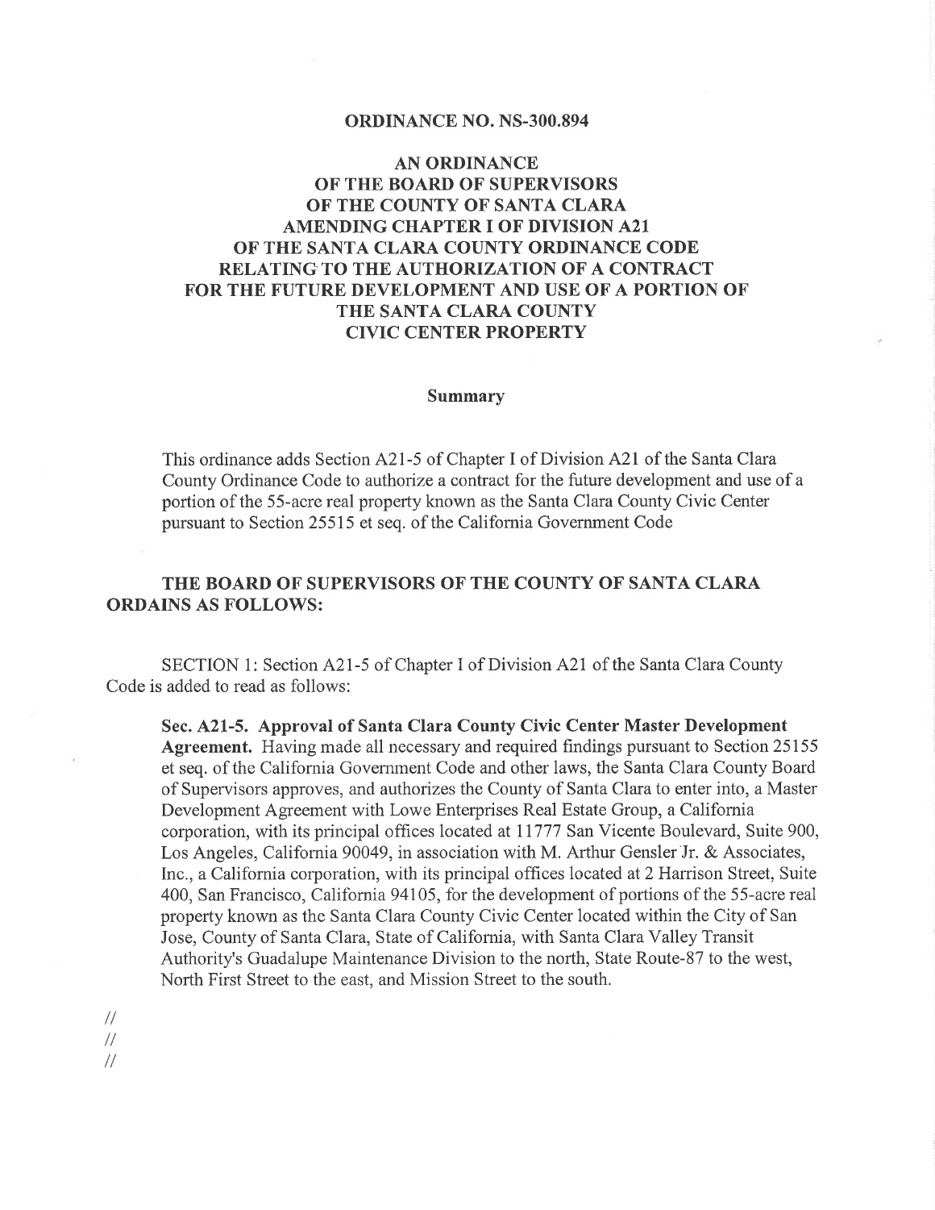# ORDINANCE NO. NS-300.894

## AN ORDINANCE OF THE BOARD OF SUPERVISORS OF THE COUNTY OF SANTA CLARA AMENDING CHAPTER I OF DIVISION A21 OF THE SANTA CLARA COUNTY ORDINANCE CODE RELATING TO THE AUTHORIZATION OF A CONTRACT FOR THE FUTURE DEVELOPMENT AND USE OF A PORTION OF THE SANTA CLARA COUNTY CIVIC CENTER PROPERTY

### Summary

This ordinance adds Section A21-5 of Chapter I of Division A21 of the Santa Clara County Ordinance Code to authorize a contract for the future development and use of a portion of the 55-acre real property known as the Santa Clara County Civic Center pursuant to Section 25515 et seq. of the California Government Code

**THE BOARD OF SUPERVISORS OF THE COUNTY OF SANTA CLARA ORDAINS AS FOLLOWS:**

SECTION 1: Section A21-5 of Chapter I of Division A21 of the Santa Clara County Code is added to read as follows:

> **Sec. A21-5. Approval of Santa Clara County Civic Center Master Development Agreement.** Having made all necessary and required findings pursuant to Section 25155 et seq. of the California Government Code and other laws, the Santa Clara County Board of Supervisors approves, and authorizes the County of Santa Clara to enter into, a Master Development Agreement with Lowe Enterprises Real Estate Group, a California corporation, with its principal offices located at 11777 San Vicente Boulevard, Suite 900, Los Angeles, California 90049, in association with M. Arthur Gensler Jr. & Associates, Inc., a California corporation, with its principal offices located at 2 Harrison Street, Suite 400, San Francisco, California 94105, for the development of portions of the 55-acre real property known as the Santa Clara County Civic Center located within the City of San Jose, County of Santa Clara, State of California, with Santa Clara Valley Transit Authority's Guadalupe Maintenance Division to the north, State Route-87 to the west, North First Street to the east, and Mission Street to the south.

//
//
//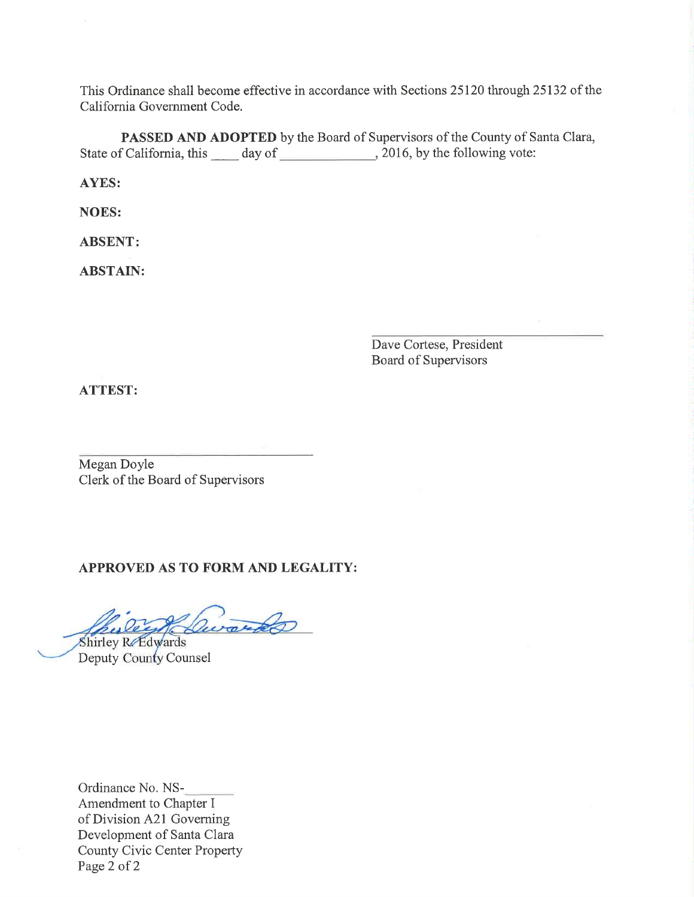This Ordinance shall become effective in accordance with Sections 25120 through 25132 of the California Government Code.

**PASSED AND ADOPTED** by the Board of Supervisors of the County of Santa Clara, State of California, this ____ day of ____________, 2016, by the following vote:

**AYES:**

**NOES:**

**ABSENT:**

**ABSTAIN:**

______________________________
Dave Cortese, President
Board of Supervisors

**ATTEST:**

______________________________
Megan Doyle
Clerk of the Board of Supervisors

**APPROVED AS TO FORM AND LEGALITY:**

Shirley R. Edwards
Deputy County Counsel

Ordinance No. NS-______
Amendment to Chapter I
of Division A21 Governing
Development of Santa Clara
County Civic Center Property